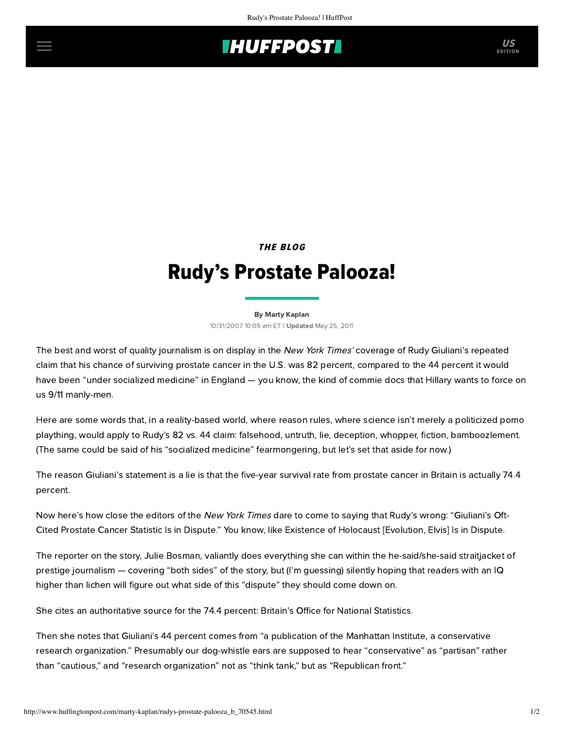*THE BLOG*

# Rudy's Prostate Palooza!

By Marty Kaplan

10/31/2007 10:05 am ET | **Updated** May 25, 2011

The best and worst of quality journalism is on display in the *New York Times'* coverage of Rudy Giuliani's repeated claim that his chance of surviving prostate cancer in the U.S. was 82 percent, compared to the 44 percent it would have been "under socialized medicine" in England — you know, the kind of commie docs that Hillary wants to force on us 9/11 manly-men.

Here are some words that, in a reality-based world, where reason rules, where science isn't merely a politicized pomo plaything, would apply to Rudy's 82 vs. 44 claim: falsehood, untruth, lie, deception, whopper, fiction, bamboozlement. (The same could be said of his "socialized medicine" fearmongering, but let's set that aside for now.)

The reason Giuliani's statement is a lie is that the five-year survival rate from prostate cancer in Britain is actually 74.4 percent.

Now here's how close the editors of the *New York Times* dare to come to saying that Rudy's wrong: "Giuliani's Oft-Cited Prostate Cancer Statistic Is in Dispute." You know, like Existence of Holocaust [Evolution, Elvis] Is in Dispute.

The reporter on the story, Julie Bosman, valiantly does everything she can within the he-said/she-said straitjacket of prestige journalism — covering "both sides" of the story, but (I'm guessing) silently hoping that readers with an IQ higher than lichen will figure out what side of this "dispute" they should come down on.

She cites an authoritative source for the 74.4 percent: Britain's Office for National Statistics.

Then she notes that Giuliani's 44 percent comes from "a publication of the Manhattan Institute, a conservative research organization." Presumably our dog-whistle ears are supposed to hear "conservative" as "partisan" rather than "cautious," and "research organization" not as "think tank," but as "Republican front."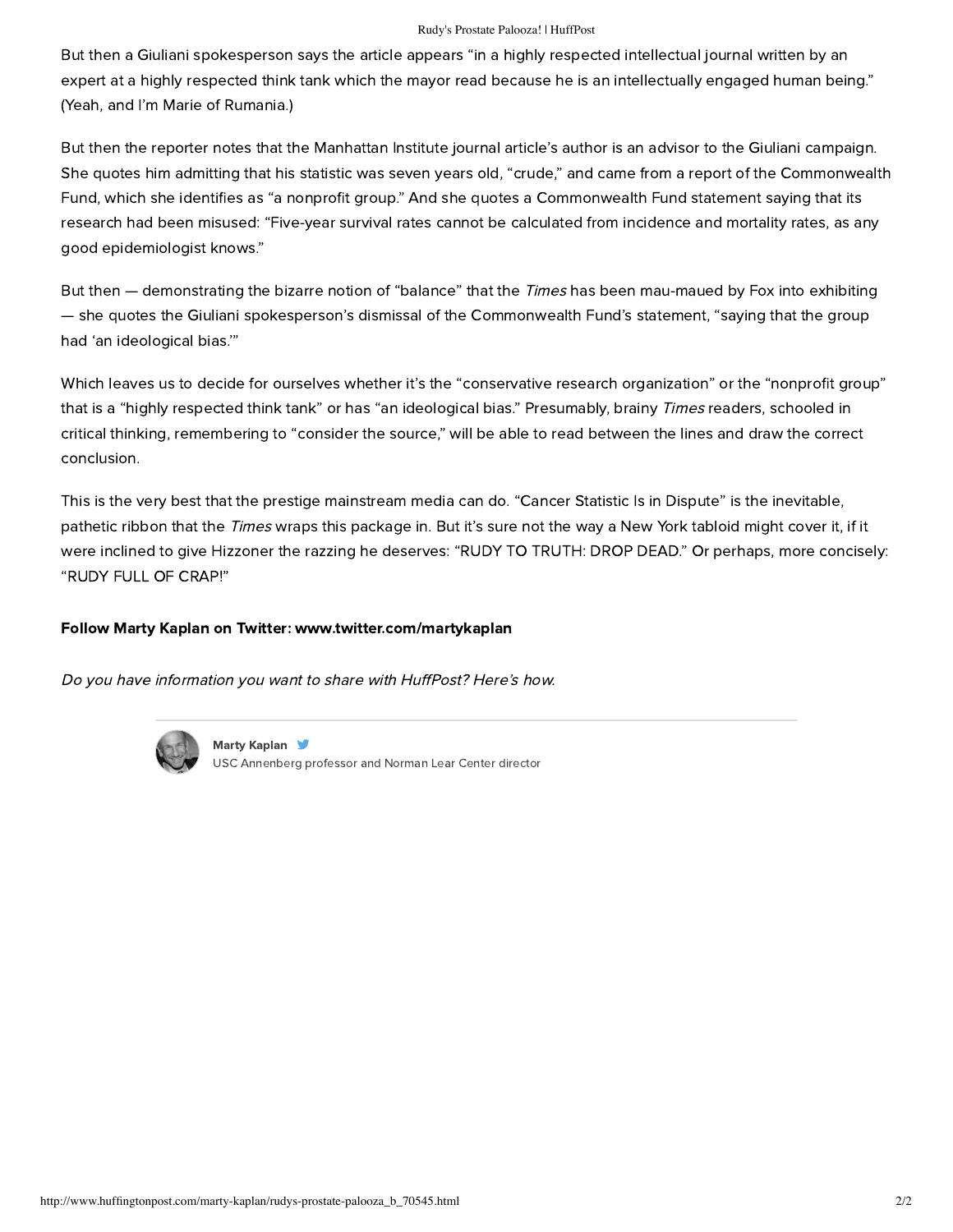But then a Giuliani spokesperson says the article appears “in a highly respected intellectual journal written by an expert at a highly respected think tank which the mayor read because he is an intellectually engaged human being.” (Yeah, and I’m Marie of Rumania.)

But then the reporter notes that the Manhattan Institute journal article’s author is an advisor to the Giuliani campaign. She quotes him admitting that his statistic was seven years old, “crude,” and came from a report of the Commonwealth Fund, which she identifies as “a nonprofit group.” And she quotes a Commonwealth Fund statement saying that its research had been misused: “Five-year survival rates cannot be calculated from incidence and mortality rates, as any good epidemiologist knows.”

But then — demonstrating the bizarre notion of “balance” that the *Times* has been mau-maued by Fox into exhibiting — she quotes the Giuliani spokesperson’s dismissal of the Commonwealth Fund’s statement, “saying that the group had ‘an ideological bias.’”

Which leaves us to decide for ourselves whether it’s the “conservative research organization” or the “nonprofit group” that is a “highly respected think tank” or has “an ideological bias.” Presumably, brainy *Times* readers, schooled in critical thinking, remembering to “consider the source,” will be able to read between the lines and draw the correct conclusion.

This is the very best that the prestige mainstream media can do. “Cancer Statistic Is in Dispute” is the inevitable, pathetic ribbon that the *Times* wraps this package in. But it’s sure not the way a New York tabloid might cover it, if it were inclined to give Hizzoner the razzing he deserves: “RUDY TO TRUTH: DROP DEAD.” Or perhaps, more concisely: “RUDY FULL OF CRAP!”

**Follow Marty Kaplan on Twitter: www.twitter.com/martykaplan**

*Do you have information you want to share with HuffPost? Here’s how.*

---

**Marty Kaplan**
USC Annenberg professor and Norman Lear Center director